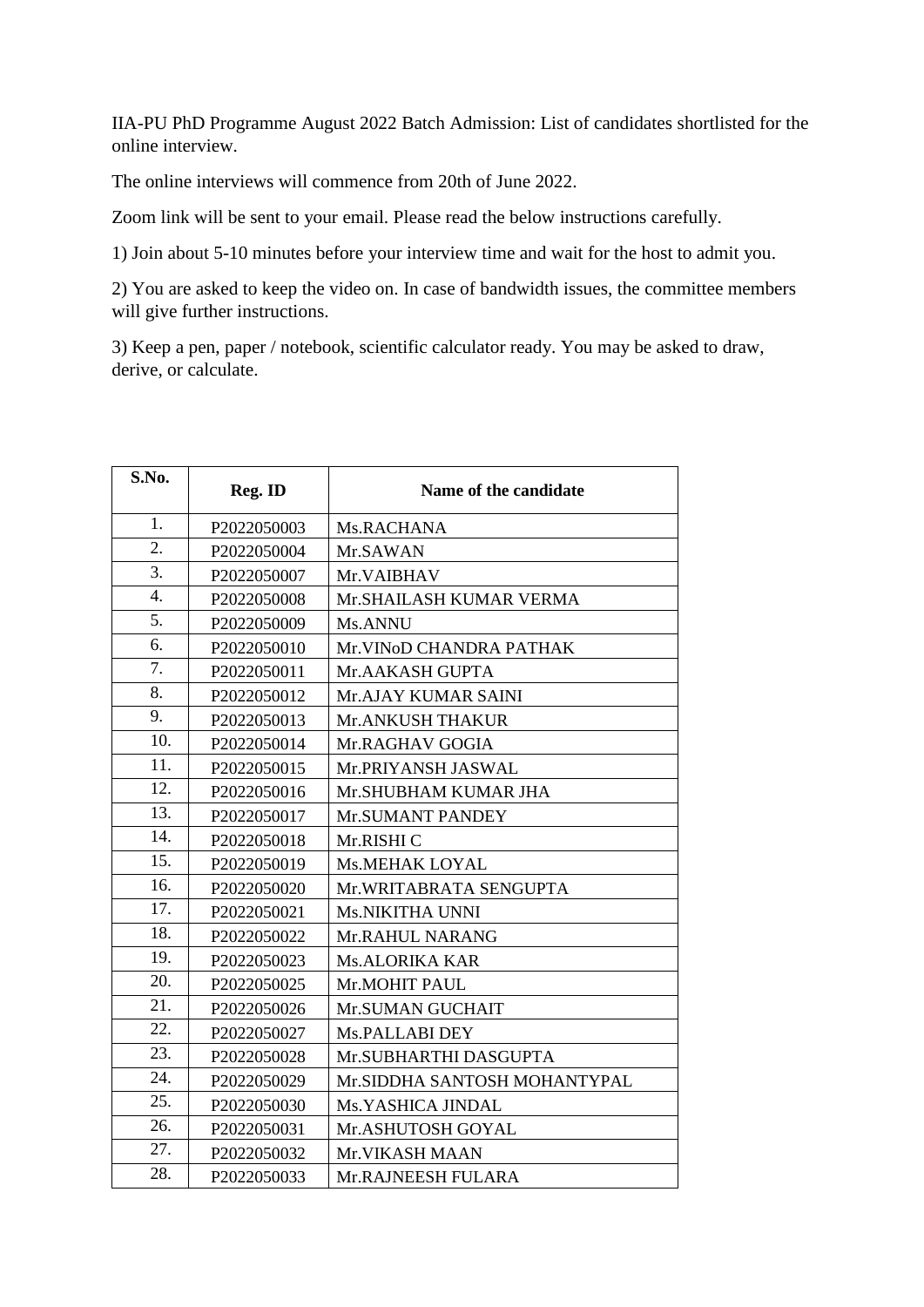IIA-PU PhD Programme August 2022 Batch Admission: List of candidates shortlisted for the online interview.

The online interviews will commence from 20th of June 2022.

Zoom link will be sent to your email. Please read the below instructions carefully.

1) Join about 5-10 minutes before your interview time and wait for the host to admit you.

2) You are asked to keep the video on. In case of bandwidth issues, the committee members will give further instructions.

3) Keep a pen, paper / notebook, scientific calculator ready. You may be asked to draw, derive, or calculate.

| S.No. | Reg. ID | Name of the candidate |
|---|---|---|
| 1. | P2022050003 | Ms.RACHANA |
| 2. | P2022050004 | Mr.SAWAN |
| 3. | P2022050007 | Mr.VAIBHAV |
| 4. | P2022050008 | Mr.SHAILASH KUMAR VERMA |
| 5. | P2022050009 | Ms.ANNU |
| 6. | P2022050010 | Mr.VINoD CHANDRA PATHAK |
| 7. | P2022050011 | Mr.AAKASH GUPTA |
| 8. | P2022050012 | Mr.AJAY KUMAR SAINI |
| 9. | P2022050013 | Mr.ANKUSH THAKUR |
| 10. | P2022050014 | Mr.RAGHAV GOGIA |
| 11. | P2022050015 | Mr.PRIYANSH JASWAL |
| 12. | P2022050016 | Mr.SHUBHAM KUMAR JHA |
| 13. | P2022050017 | Mr.SUMANT PANDEY |
| 14. | P2022050018 | Mr.RISHI C |
| 15. | P2022050019 | Ms.MEHAK LOYAL |
| 16. | P2022050020 | Mr.WRITABRATA SENGUPTA |
| 17. | P2022050021 | Ms.NIKITHA UNNI |
| 18. | P2022050022 | Mr.RAHUL NARANG |
| 19. | P2022050023 | Ms.ALORIKA KAR |
| 20. | P2022050025 | Mr.MOHIT PAUL |
| 21. | P2022050026 | Mr.SUMAN GUCHAIT |
| 22. | P2022050027 | Ms.PALLABI DEY |
| 23. | P2022050028 | Mr.SUBHARTHI DASGUPTA |
| 24. | P2022050029 | Mr.SIDDHA SANTOSH MOHANTYPAL |
| 25. | P2022050030 | Ms.YASHICA JINDAL |
| 26. | P2022050031 | Mr.ASHUTOSH GOYAL |
| 27. | P2022050032 | Mr.VIKASH MAAN |
| 28. | P2022050033 | Mr.RAJNEESH FULARA |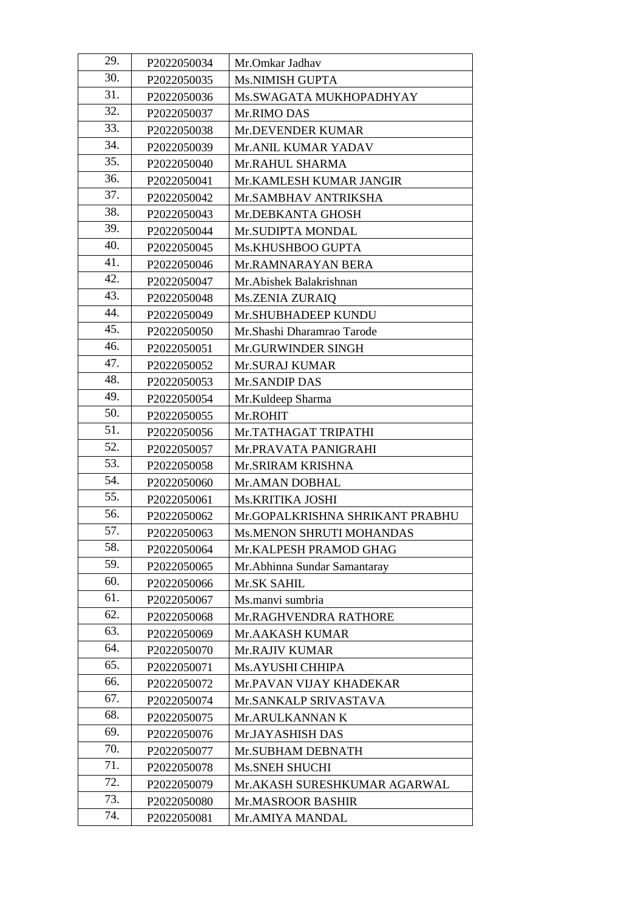| 29. | P2022050034 | Mr.Omkar Jadhav |
|---|---|---|
| 30. | P2022050035 | Ms.NIMISH GUPTA |
| 31. | P2022050036 | Ms.SWAGATA MUKHOPADHYAY |
| 32. | P2022050037 | Mr.RIMO DAS |
| 33. | P2022050038 | Mr.DEVENDER KUMAR |
| 34. | P2022050039 | Mr.ANIL KUMAR YADAV |
| 35. | P2022050040 | Mr.RAHUL SHARMA |
| 36. | P2022050041 | Mr.KAMLESH KUMAR JANGIR |
| 37. | P2022050042 | Mr.SAMBHAV ANTRIKSHA |
| 38. | P2022050043 | Mr.DEBKANTA GHOSH |
| 39. | P2022050044 | Mr.SUDIPTA MONDAL |
| 40. | P2022050045 | Ms.KHUSHBOO GUPTA |
| 41. | P2022050046 | Mr.RAMNARAYAN BERA |
| 42. | P2022050047 | Mr.Abishek Balakrishnan |
| 43. | P2022050048 | Ms.ZENIA ZURAIQ |
| 44. | P2022050049 | Mr.SHUBHADEEP KUNDU |
| 45. | P2022050050 | Mr.Shashi Dharamrao Tarode |
| 46. | P2022050051 | Mr.GURWINDER SINGH |
| 47. | P2022050052 | Mr.SURAJ KUMAR |
| 48. | P2022050053 | Mr.SANDIP DAS |
| 49. | P2022050054 | Mr.Kuldeep Sharma |
| 50. | P2022050055 | Mr.ROHIT |
| 51. | P2022050056 | Mr.TATHAGAT TRIPATHI |
| 52. | P2022050057 | Mr.PRAVATA PANIGRAHI |
| 53. | P2022050058 | Mr.SRIRAM KRISHNA |
| 54. | P2022050060 | Mr.AMAN DOBHAL |
| 55. | P2022050061 | Ms.KRITIKA JOSHI |
| 56. | P2022050062 | Mr.GOPALKRISHNA SHRIKANT PRABHU |
| 57. | P2022050063 | Ms.MENON SHRUTI MOHANDAS |
| 58. | P2022050064 | Mr.KALPESH PRAMOD GHAG |
| 59. | P2022050065 | Mr.Abhinna Sundar Samantaray |
| 60. | P2022050066 | Mr.SK SAHIL |
| 61. | P2022050067 | Ms.manvi sumbria |
| 62. | P2022050068 | Mr.RAGHVENDRA RATHORE |
| 63. | P2022050069 | Mr.AAKASH KUMAR |
| 64. | P2022050070 | Mr.RAJIV KUMAR |
| 65. | P2022050071 | Ms.AYUSHI CHHIPA |
| 66. | P2022050072 | Mr.PAVAN VIJAY KHADEKAR |
| 67. | P2022050074 | Mr.SANKALP SRIVASTAVA |
| 68. | P2022050075 | Mr.ARULKANNAN K |
| 69. | P2022050076 | Mr.JAYASHISH DAS |
| 70. | P2022050077 | Mr.SUBHAM DEBNATH |
| 71. | P2022050078 | Ms.SNEH SHUCHI |
| 72. | P2022050079 | Mr.AKASH SURESHKUMAR AGARWAL |
| 73. | P2022050080 | Mr.MASROOR BASHIR |
| 74. | P2022050081 | Mr.AMIYA MANDAL |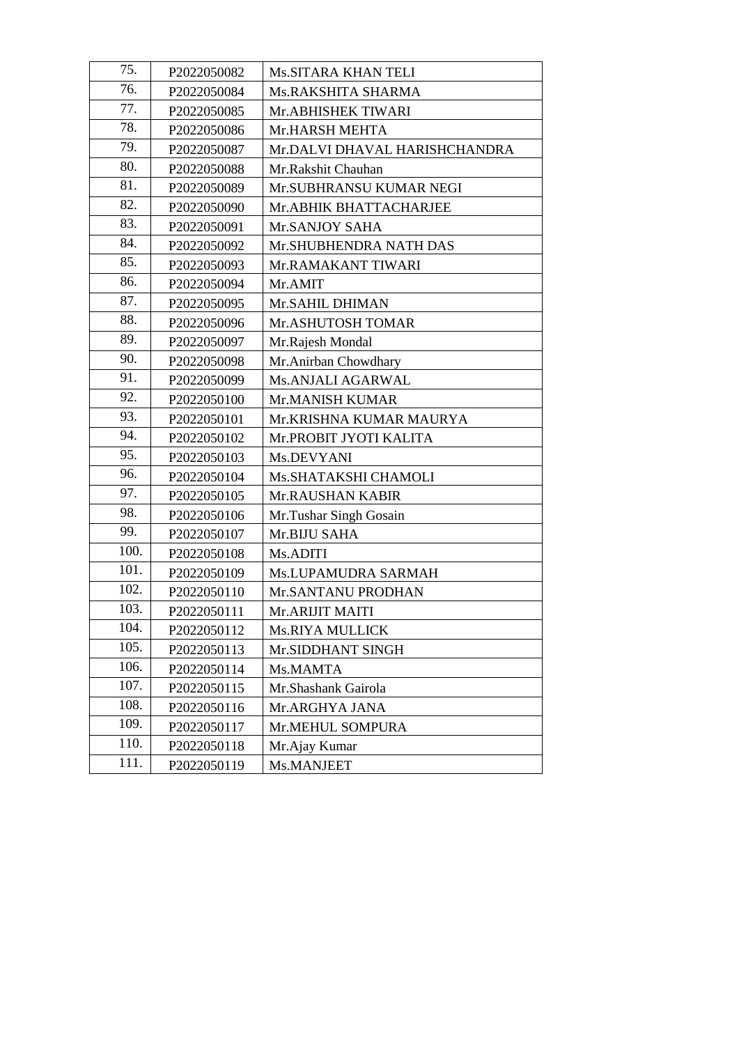| | | |
|---|---|---|
| 75. | P2022050082 | Ms.SITARA KHAN TELI |
| 76. | P2022050084 | Ms.RAKSHITA SHARMA |
| 77. | P2022050085 | Mr.ABHISHEK TIWARI |
| 78. | P2022050086 | Mr.HARSH MEHTA |
| 79. | P2022050087 | Mr.DALVI DHAVAL HARISHCHANDRA |
| 80. | P2022050088 | Mr.Rakshit Chauhan |
| 81. | P2022050089 | Mr.SUBHRANSU KUMAR NEGI |
| 82. | P2022050090 | Mr.ABHIK BHATTACHARJEE |
| 83. | P2022050091 | Mr.SANJOY SAHA |
| 84. | P2022050092 | Mr.SHUBHENDRA NATH DAS |
| 85. | P2022050093 | Mr.RAMAKANT TIWARI |
| 86. | P2022050094 | Mr.AMIT |
| 87. | P2022050095 | Mr.SAHIL DHIMAN |
| 88. | P2022050096 | Mr.ASHUTOSH TOMAR |
| 89. | P2022050097 | Mr.Rajesh Mondal |
| 90. | P2022050098 | Mr.Anirban Chowdhary |
| 91. | P2022050099 | Ms.ANJALI AGARWAL |
| 92. | P2022050100 | Mr.MANISH KUMAR |
| 93. | P2022050101 | Mr.KRISHNA KUMAR MAURYA |
| 94. | P2022050102 | Mr.PROBIT JYOTI KALITA |
| 95. | P2022050103 | Ms.DEVYANI |
| 96. | P2022050104 | Ms.SHATAKSHI CHAMOLI |
| 97. | P2022050105 | Mr.RAUSHAN KABIR |
| 98. | P2022050106 | Mr.Tushar Singh Gosain |
| 99. | P2022050107 | Mr.BIJU SAHA |
| 100. | P2022050108 | Ms.ADITI |
| 101. | P2022050109 | Ms.LUPAMUDRA SARMAH |
| 102. | P2022050110 | Mr.SANTANU PRODHAN |
| 103. | P2022050111 | Mr.ARIJIT MAITI |
| 104. | P2022050112 | Ms.RIYA MULLICK |
| 105. | P2022050113 | Mr.SIDDHANT SINGH |
| 106. | P2022050114 | Ms.MAMTA |
| 107. | P2022050115 | Mr.Shashank Gairola |
| 108. | P2022050116 | Mr.ARGHYA JANA |
| 109. | P2022050117 | Mr.MEHUL SOMPURA |
| 110. | P2022050118 | Mr.Ajay Kumar |
| 111. | P2022050119 | Ms.MANJEET |